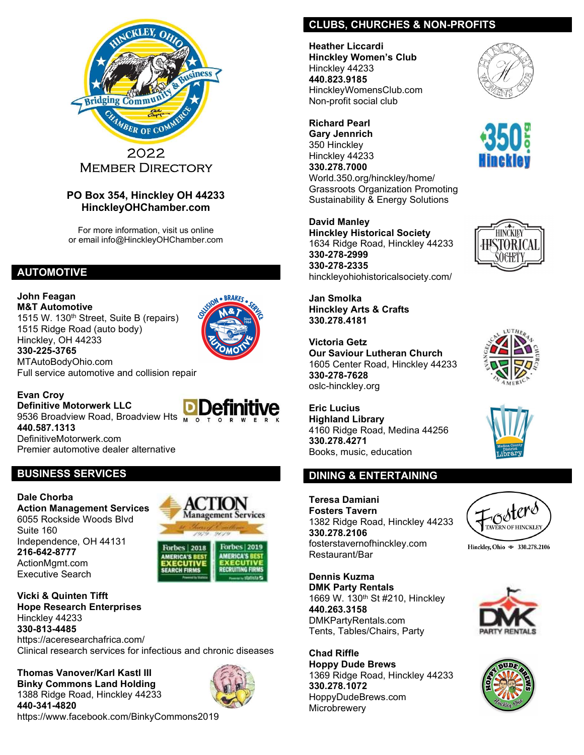2022
MEMBER DIRECTORY

**PO Box 354, Hinckley OH 44233**
**HinckleyOHChamber.com**

For more information, visit us online
or email info@HinckleyOHChamber.com

## AUTOMOTIVE

**John Feagan**
**M&T Automotive**
1515 W. 130th Street, Suite B (repairs)
1515 Ridge Road (auto body)
Hinckley, OH 44233
**330-225-3765**
MTAutoBodyOhio.com
Full service automotive and collision repair

**Evan Croy**
**Definitive Motorwerk LLC**
9536 Broadview Road, Broadview Hts
**440.587.1313**
DefinitiveMotorwerk.com
Premier automotive dealer alternative

## BUSINESS SERVICES

**Dale Chorba**
**Action Management Services**
6055 Rockside Woods Blvd
Suite 160
Independence, OH 44131
**216-642-8777**
ActionMgmt.com
Executive Search

**Vicki & Quinten Tifft**
**Hope Research Enterprises**
Hinckley 44233
**330-813-4485**
https://aceresearchafrica.com/
Clinical research services for infectious and chronic diseases

**Thomas Vanover/Karl Kastl III**
**Binky Commons Land Holding**
1388 Ridge Road, Hinckley 44233
**440-341-4820**
https://www.facebook.com/BinkyCommons2019

## CLUBS, CHURCHES & NON-PROFITS

**Heather Liccardi**
**Hinckley Women's Club**
Hinckley 44233
**440.823.9185**
HinckleyWomensClub.com
Non-profit social club

**Richard Pearl**
**Gary Jennrich**
350 Hinckley
Hinckley 44233
**330.278.7000**
World.350.org/hinckley/home/
Grassroots Organization Promoting Sustainability & Energy Solutions

**David Manley**
**Hinckley Historical Society**
1634 Ridge Road, Hinckley 44233
**330-278-2999**
**330-278-2335**
hinckleyohiohistoricalsociety.com/

**Jan Smolka**
**Hinckley Arts & Crafts**
**330.278.4181**

**Victoria Getz**
**Our Saviour Lutheran Church**
1605 Center Road, Hinckley 44233
**330-278-7628**
oslc-hinckley.org

**Eric Lucius**
**Highland Library**
4160 Ridge Road, Medina 44256
**330.278.4271**
Books, music, education

## DINING & ENTERTAINING

**Teresa Damiani**
**Fosters Tavern**
1382 Ridge Road, Hinckley 44233
**330.278.2106**
fosterstavernofhinckley.com
Restaurant/Bar

**Dennis Kuzma**
**DMK Party Rentals**
1669 W. 130th St #210, Hinckley
**440.263.3158**
DMKPartyRentals.com
Tents, Tables/Chairs, Party

**Chad Riffle**
**Hoppy Dude Brews**
1369 Ridge Road, Hinckley 44233
**330.278.1072**
HoppyDudeBrews.com
Microbrewery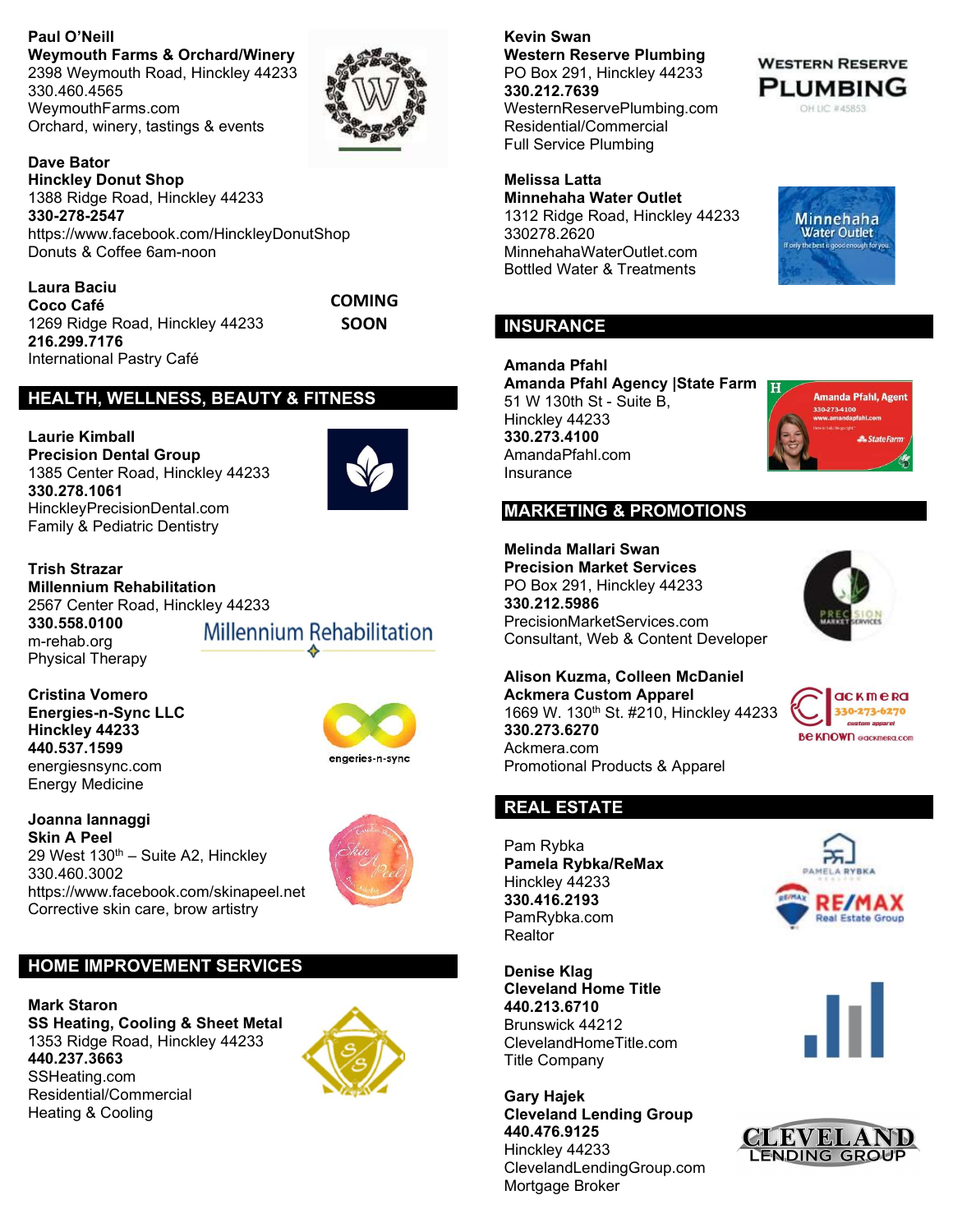**Paul O'Neill**
**Weymouth Farms & Orchard/Winery**
2398 Weymouth Road, Hinckley 44233
330.460.4565
WeymouthFarms.com
Orchard, winery, tastings & events

**Dave Bator**
**Hinckley Donut Shop**
1388 Ridge Road, Hinckley 44233
**330-278-2547**
https://www.facebook.com/HinckleyDonutShop
Donuts & Coffee 6am-noon

**Laura Baciu**
**Coco Café**
1269 Ridge Road, Hinckley 44233
**216.299.7176**
International Pastry Café

**COMING SOON**

## HEALTH, WELLNESS, BEAUTY & FITNESS

**Laurie Kimball**
**Precision Dental Group**
1385 Center Road, Hinckley 44233
**330.278.1061**
HinckleyPrecisionDental.com
Family & Pediatric Dentistry

**Trish Strazar**
**Millennium Rehabilitation**
2567 Center Road, Hinckley 44233
**330.558.0100**
m-rehab.org
Physical Therapy

**Cristina Vomero**
**Energies-n-Sync LLC**
**Hinckley 44233**
**440.537.1599**
energiesnsync.com
Energy Medicine

**Joanna Iannaggi**
**Skin A Peel**
29 West 130th – Suite A2, Hinckley
330.460.3002
https://www.facebook.com/skinapeel.net
Corrective skin care, brow artistry

## HOME IMPROVEMENT SERVICES

**Mark Staron**
**SS Heating, Cooling & Sheet Metal**
1353 Ridge Road, Hinckley 44233
**440.237.3663**
SSHeating.com
Residential/Commercial
Heating & Cooling

**Kevin Swan**
**Western Reserve Plumbing**
PO Box 291, Hinckley 44233
**330.212.7639**
WesternReservePlumbing.com
Residential/Commercial
Full Service Plumbing

**Melissa Latta**
**Minnehaha Water Outlet**
1312 Ridge Road, Hinckley 44233
330278.2620
MinnehahaWaterOutlet.com
Bottled Water & Treatments

## INSURANCE

**Amanda Pfahl**
**Amanda Pfahl Agency |State Farm**
51 W 130th St - Suite B,
Hinckley 44233
**330.273.4100**
AmandaPfahl.com
Insurance

## MARKETING & PROMOTIONS

**Melinda Mallari Swan**
**Precision Market Services**
PO Box 291, Hinckley 44233
**330.212.5986**
PrecisionMarketServices.com
Consultant, Web & Content Developer

**Alison Kuzma, Colleen McDaniel**
**Ackmera Custom Apparel**
1669 W. 130th St. #210, Hinckley 44233
**330.273.6270**
Ackmera.com
Promotional Products & Apparel

## REAL ESTATE

Pam Rybka
**Pamela Rybka/ReMax**
Hinckley 44233
**330.416.2193**
PamRybka.com
Realtor

**Denise Klag**
**Cleveland Home Title**
**440.213.6710**
Brunswick 44212
ClevelandHomeTitle.com
Title Company

**Gary Hajek**
**Cleveland Lending Group**
**440.476.9125**
Hinckley 44233
ClevelandLendingGroup.com
Mortgage Broker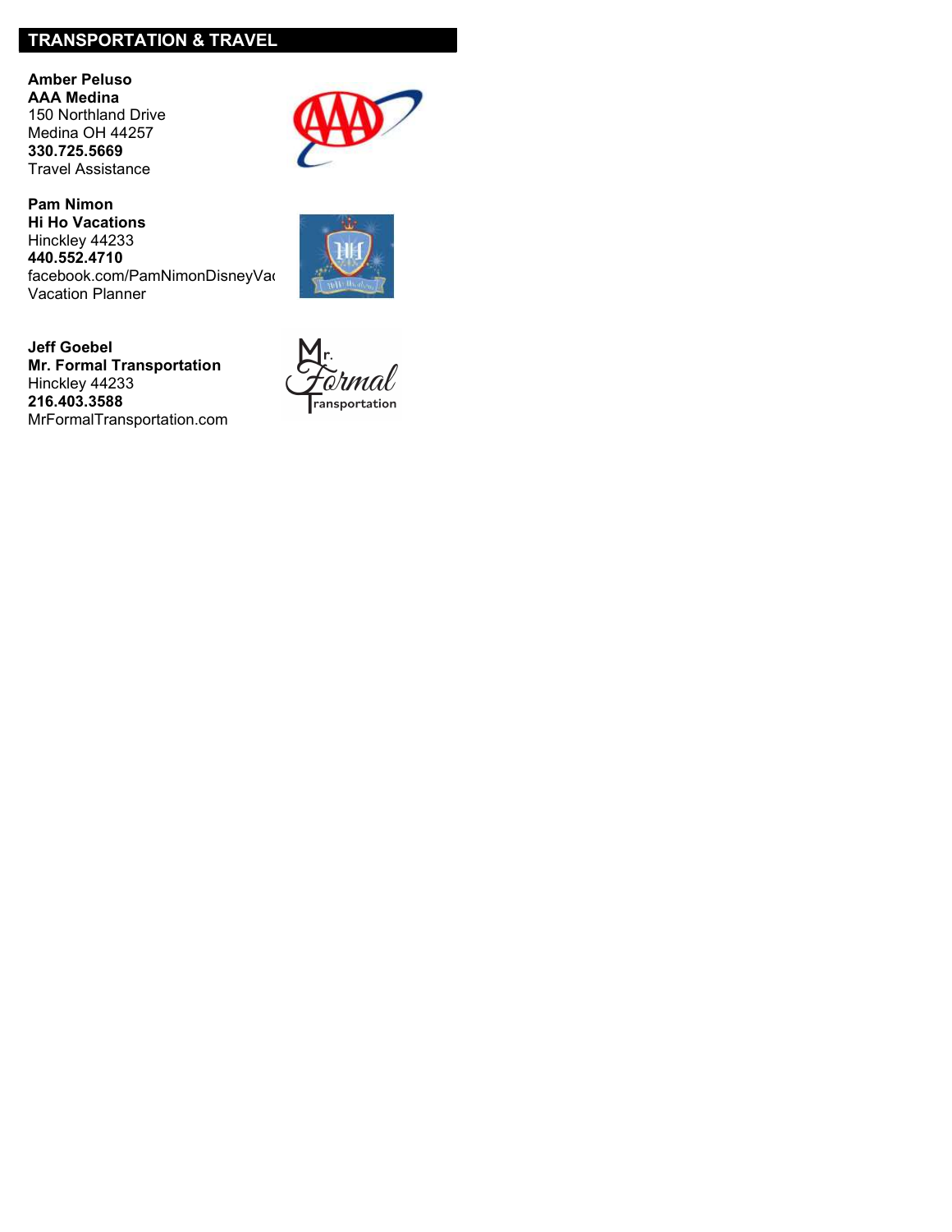## TRANSPORTATION & TRAVEL

**Amber Peluso**
**AAA Medina**
150 Northland Drive
Medina OH 44257
**330.725.5669**
Travel Assistance

**Pam Nimon**
**Hi Ho Vacations**
Hinckley 44233
**440.552.4710**
facebook.com/PamNimonDisneyVa
Vacation Planner

**Jeff Goebel**
**Mr. Formal Transportation**
Hinckley 44233
**216.403.3588**
MrFormalTransportation.com